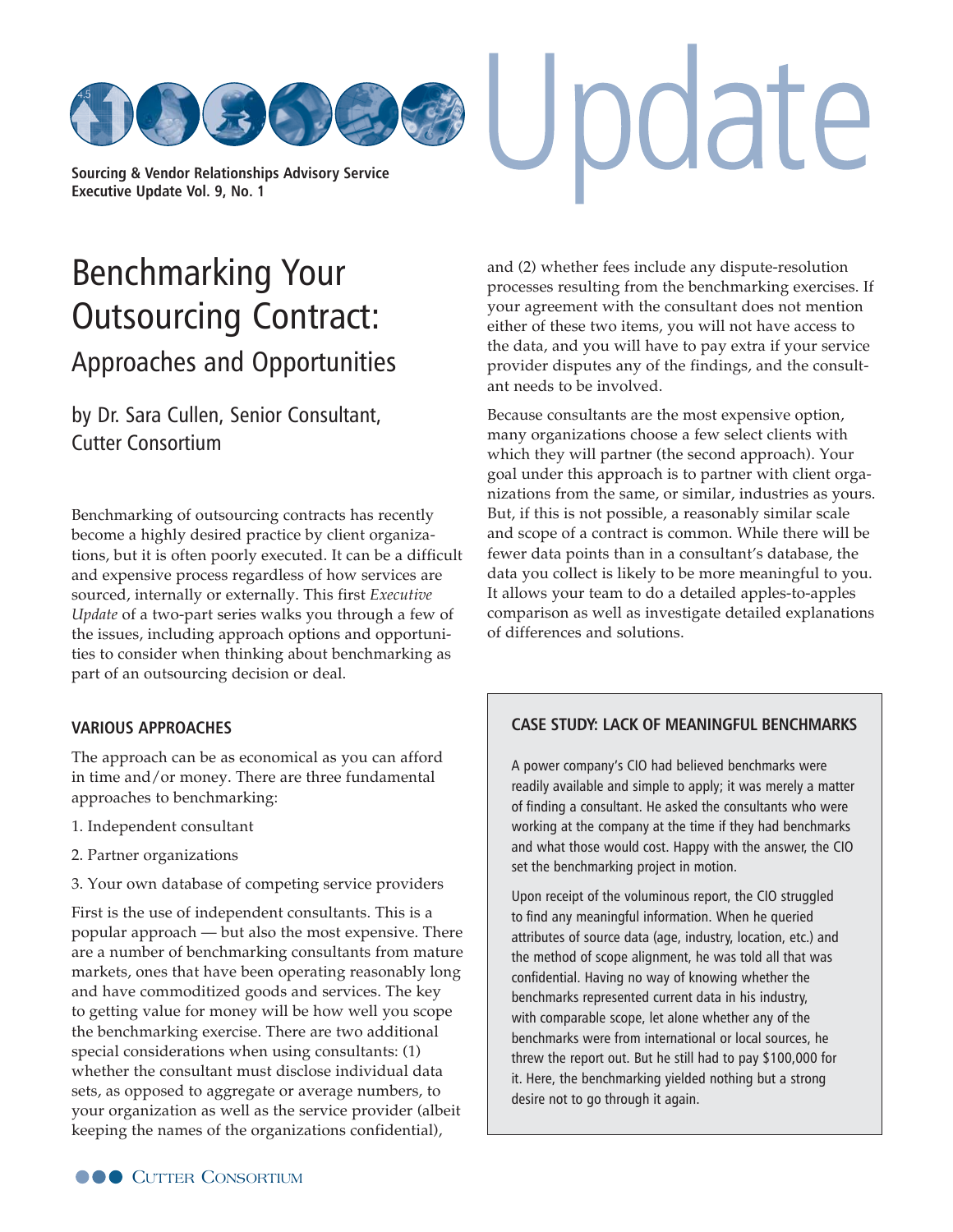Sourcing & Vendor Relationships Advisory Service
Executive Update Vol. 9, No. 1

# Benchmarking Your Outsourcing Contract:
## Approaches and Opportunities

by Dr. Sara Cullen, Senior Consultant, Cutter Consortium

Benchmarking of outsourcing contracts has recently become a highly desired practice by client organizations, but it is often poorly executed. It can be a difficult and expensive process regardless of how services are sourced, internally or externally. This first *Executive Update* of a two-part series walks you through a few of the issues, including approach options and opportunities to consider when thinking about benchmarking as part of an outsourcing decision or deal.

### VARIOUS APPROACHES

The approach can be as economical as you can afford in time and/or money. There are three fundamental approaches to benchmarking:

1. Independent consultant
2. Partner organizations
3. Your own database of competing service providers

First is the use of independent consultants. This is a popular approach — but also the most expensive. There are a number of benchmarking consultants from mature markets, ones that have been operating reasonably long and have commoditized goods and services. The key to getting value for money will be how well you scope the benchmarking exercise. There are two additional special considerations when using consultants: (1) whether the consultant must disclose individual data sets, as opposed to aggregate or average numbers, to your organization as well as the service provider (albeit keeping the names of the organizations confidential), and (2) whether fees include any dispute-resolution processes resulting from the benchmarking exercises. If your agreement with the consultant does not mention either of these two items, you will not have access to the data, and you will have to pay extra if your service provider disputes any of the findings, and the consultant needs to be involved.

Because consultants are the most expensive option, many organizations choose a few select clients with which they will partner (the second approach). Your goal under this approach is to partner with client organizations from the same, or similar, industries as yours. But, if this is not possible, a reasonably similar scale and scope of a contract is common. While there will be fewer data points than in a consultant's database, the data you collect is likely to be more meaningful to you. It allows your team to do a detailed apples-to-apples comparison as well as investigate detailed explanations of differences and solutions.

> **CASE STUDY: LACK OF MEANINGFUL BENCHMARKS**
>
> A power company's CIO had believed benchmarks were readily available and simple to apply; it was merely a matter of finding a consultant. He asked the consultants who were working at the company at the time if they had benchmarks and what those would cost. Happy with the answer, the CIO set the benchmarking project in motion.
>
> Upon receipt of the voluminous report, the CIO struggled to find any meaningful information. When he queried attributes of source data (age, industry, location, etc.) and the method of scope alignment, he was told all that was confidential. Having no way of knowing whether the benchmarks represented current data in his industry, with comparable scope, let alone whether any of the benchmarks were from international or local sources, he threw the report out. But he still had to pay $100,000 for it. Here, the benchmarking yielded nothing but a strong desire not to go through it again.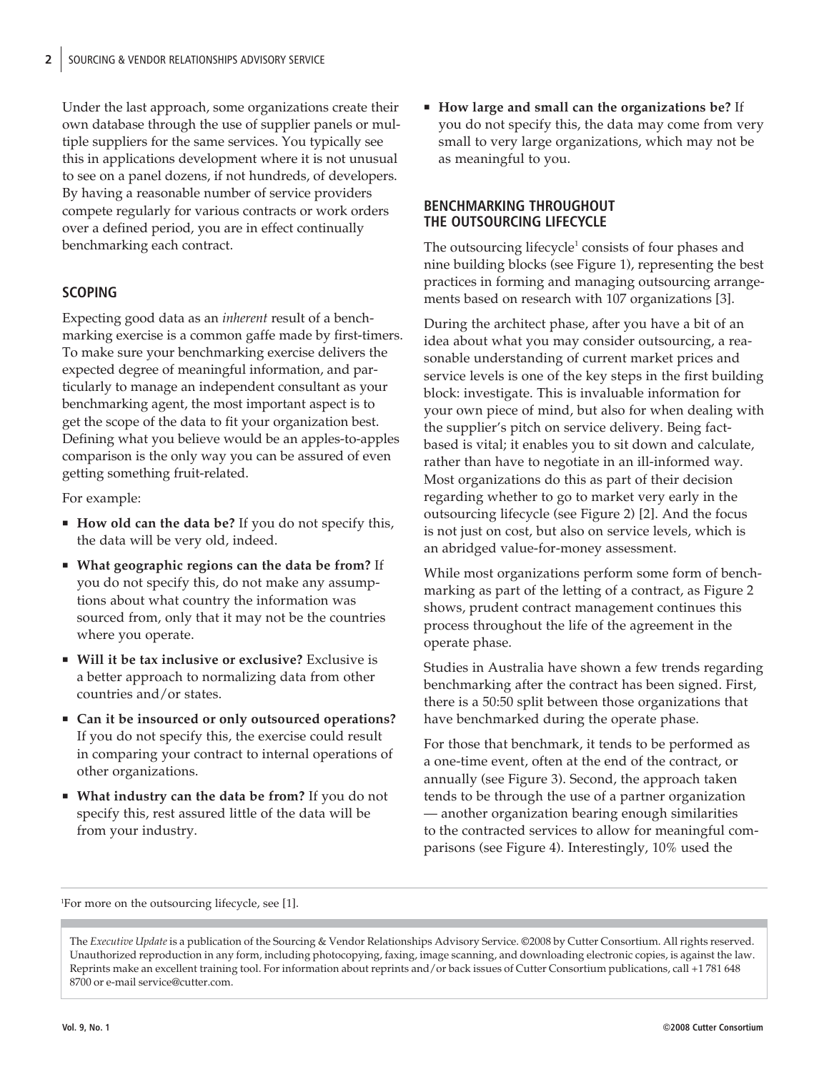Under the last approach, some organizations create their own database through the use of supplier panels or multiple suppliers for the same services. You typically see this in applications development where it is not unusual to see on a panel dozens, if not hundreds, of developers. By having a reasonable number of service providers compete regularly for various contracts or work orders over a defined period, you are in effect continually benchmarking each contract.

## SCOPING

Expecting good data as an *inherent* result of a benchmarking exercise is a common gaffe made by first-timers. To make sure your benchmarking exercise delivers the expected degree of meaningful information, and particularly to manage an independent consultant as your benchmarking agent, the most important aspect is to get the scope of the data to fit your organization best. Defining what you believe would be an apples-to-apples comparison is the only way you can be assured of even getting something fruit-related.

For example:

- **How old can the data be?** If you do not specify this, the data will be very old, indeed.
- **What geographic regions can the data be from?** If you do not specify this, do not make any assumptions about what country the information was sourced from, only that it may not be the countries where you operate.
- **Will it be tax inclusive or exclusive?** Exclusive is a better approach to normalizing data from other countries and/or states.
- **Can it be insourced or only outsourced operations?** If you do not specify this, the exercise could result in comparing your contract to internal operations of other organizations.
- **What industry can the data be from?** If you do not specify this, rest assured little of the data will be from your industry.
- **How large and small can the organizations be?** If you do not specify this, the data may come from very small to very large organizations, which may not be as meaningful to you.

## BENCHMARKING THROUGHOUT THE OUTSOURCING LIFECYCLE

The outsourcing lifecycle[1] consists of four phases and nine building blocks (see Figure 1), representing the best practices in forming and managing outsourcing arrangements based on research with 107 organizations [3].

During the architect phase, after you have a bit of an idea about what you may consider outsourcing, a reasonable understanding of current market prices and service levels is one of the key steps in the first building block: investigate. This is invaluable information for your own piece of mind, but also for when dealing with the supplier's pitch on service delivery. Being fact-based is vital; it enables you to sit down and calculate, rather than have to negotiate in an ill-informed way. Most organizations do this as part of their decision regarding whether to go to market very early in the outsourcing lifecycle (see Figure 2) [2]. And the focus is not just on cost, but also on service levels, which is an abridged value-for-money assessment.

While most organizations perform some form of benchmarking as part of the letting of a contract, as Figure 2 shows, prudent contract management continues this process throughout the life of the agreement in the operate phase.

Studies in Australia have shown a few trends regarding benchmarking after the contract has been signed. First, there is a 50:50 split between those organizations that have benchmarked during the operate phase.

For those that benchmark, it tends to be performed as a one-time event, often at the end of the contract, or annually (see Figure 3). Second, the approach taken tends to be through the use of a partner organization — another organization bearing enough similarities to the contracted services to allow for meaningful comparisons (see Figure 4). Interestingly, 10% used the

[1] For more on the outsourcing lifecycle, see [1].

The *Executive Update* is a publication of the Sourcing & Vendor Relationships Advisory Service. ©2008 by Cutter Consortium. All rights reserved. Unauthorized reproduction in any form, including photocopying, faxing, image scanning, and downloading electronic copies, is against the law. Reprints make an excellent training tool. For information about reprints and/or back issues of Cutter Consortium publications, call +1 781 648 8700 or e-mail service@cutter.com.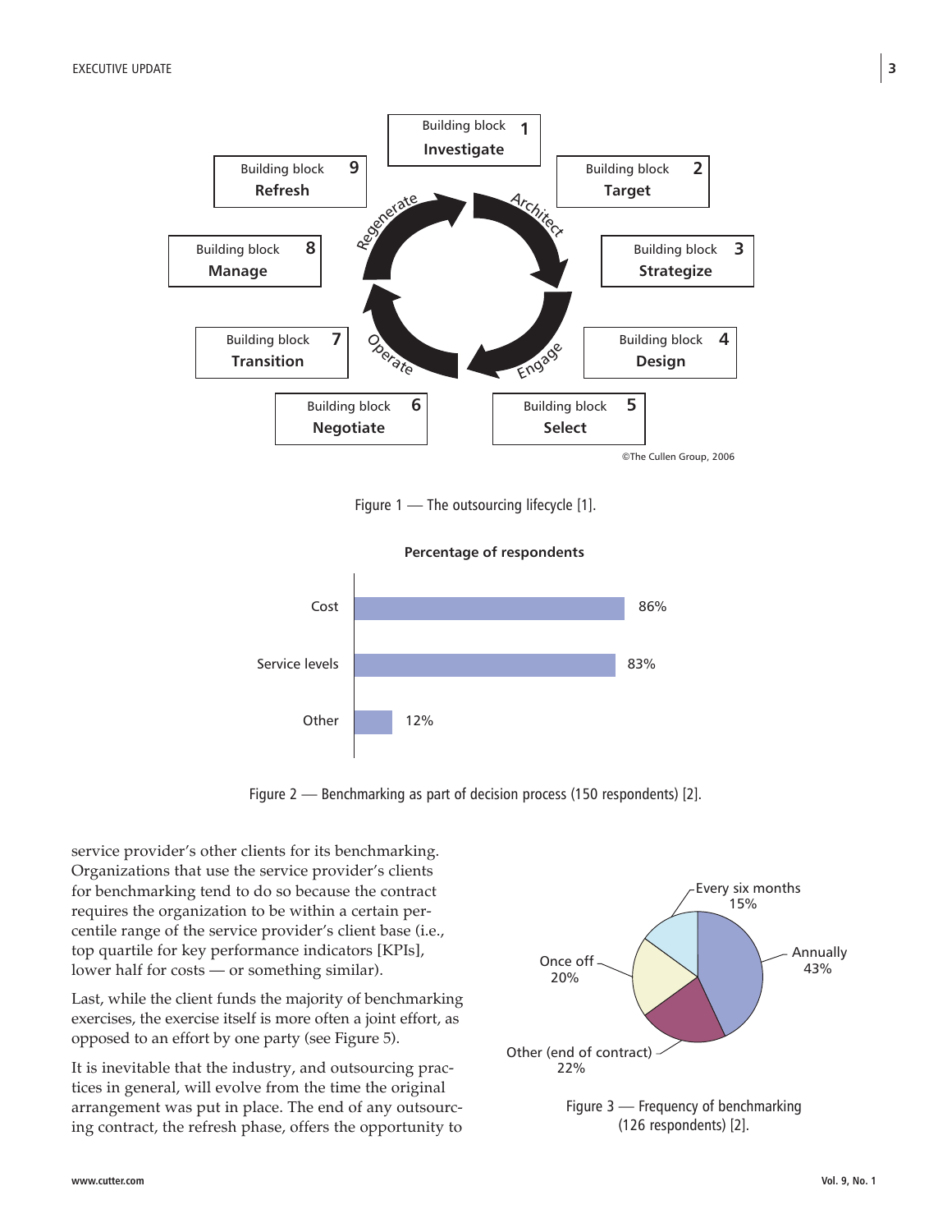Figure 1 — The outsourcing lifecycle [1].

Figure 2 — Benchmarking as part of decision process (150 respondents) [2].

service provider's other clients for its benchmarking. Organizations that use the service provider's clients for benchmarking tend to do so because the contract requires the organization to be within a certain percentile range of the service provider's client base (i.e., top quartile for key performance indicators [KPIs], lower half for costs — or something similar).

Last, while the client funds the majority of benchmarking exercises, the exercise itself is more often a joint effort, as opposed to an effort by one party (see Figure 5).

It is inevitable that the industry, and outsourcing practices in general, will evolve from the time the original arrangement was put in place. The end of any outsourcing contract, the refresh phase, offers the opportunity to

Figure 3 — Frequency of benchmarking (126 respondents) [2].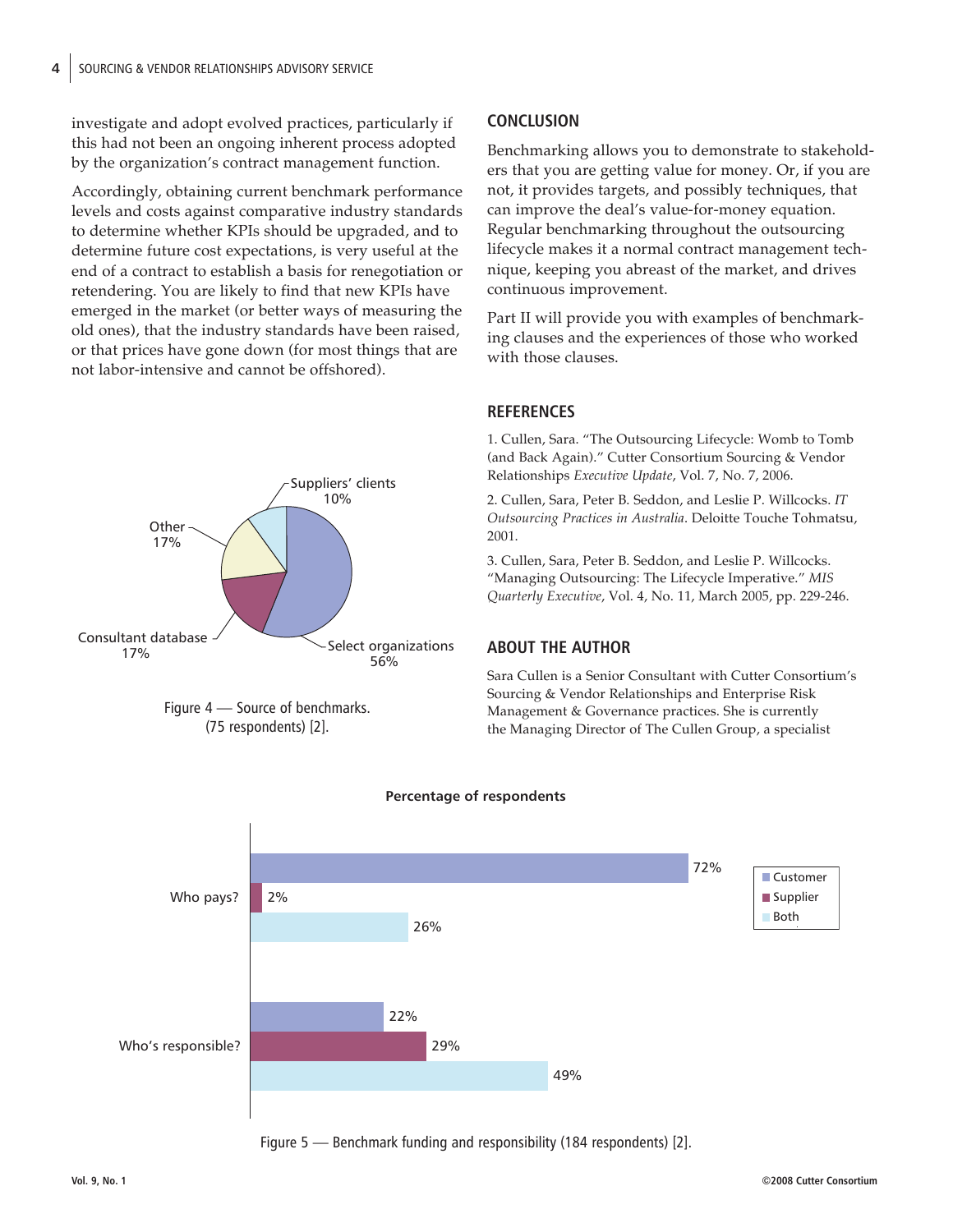investigate and adopt evolved practices, particularly if this had not been an ongoing inherent process adopted by the organization's contract management function.

Accordingly, obtaining current benchmark performance levels and costs against comparative industry standards to determine whether KPIs should be upgraded, and to determine future cost expectations, is very useful at the end of a contract to establish a basis for renegotiation or retendering. You are likely to find that new KPIs have emerged in the market (or better ways of measuring the old ones), that the industry standards have been raised, or that prices have gone down (for most things that are not labor-intensive and cannot be offshored).

| Source | Percentage |
| --- | --- |
| Select organizations | 56% |
| Consultant database | 17% |
| Other | 17% |
| Suppliers' clients | 10% |

Figure 4 — Source of benchmarks. (75 respondents) [2].

## CONCLUSION

Benchmarking allows you to demonstrate to stakeholders that you are getting value for money. Or, if you are not, it provides targets, and possibly techniques, that can improve the deal's value-for-money equation. Regular benchmarking throughout the outsourcing lifecycle makes it a normal contract management technique, keeping you abreast of the market, and drives continuous improvement.

Part II will provide you with examples of benchmarking clauses and the experiences of those who worked with those clauses.

## REFERENCES

1. Cullen, Sara. "The Outsourcing Lifecycle: Womb to Tomb (and Back Again)." Cutter Consortium Sourcing & Vendor Relationships *Executive Update*, Vol. 7, No. 7, 2006.

2. Cullen, Sara, Peter B. Seddon, and Leslie P. Willcocks. *IT Outsourcing Practices in Australia*. Deloitte Touche Tohmatsu, 2001.

3. Cullen, Sara, Peter B. Seddon, and Leslie P. Willcocks. "Managing Outsourcing: The Lifecycle Imperative." *MIS Quarterly Executive*, Vol. 4, No. 11, March 2005, pp. 229-246.

## ABOUT THE AUTHOR

Sara Cullen is a Senior Consultant with Cutter Consortium's Sourcing & Vendor Relationships and Enterprise Risk Management & Governance practices. She is currently the Managing Director of The Cullen Group, a specialist

**Percentage of respondents**

| | Customer | Supplier | Both |
| --- | --- | --- | --- |
| Who pays? | 72% | 2% | 26% |
| Who's responsible? | 22% | 29% | 49% |

Figure 5 — Benchmark funding and responsibility (184 respondents) [2].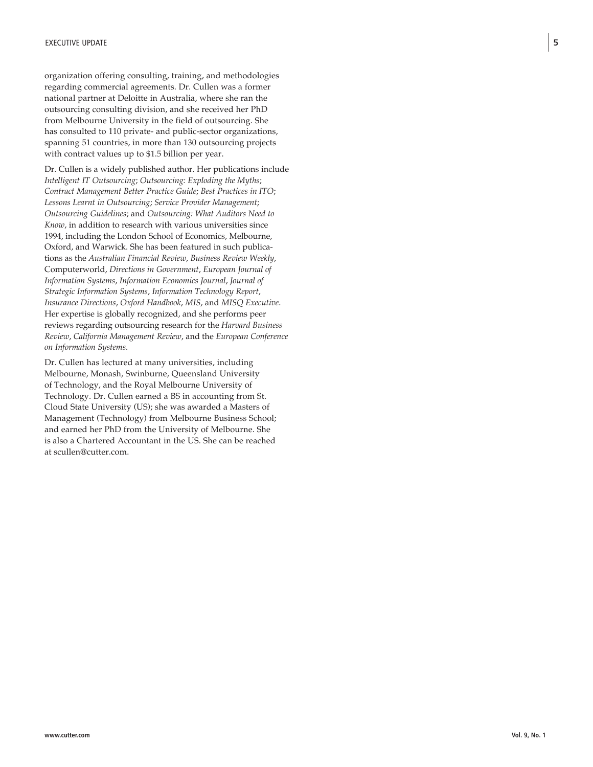organization offering consulting, training, and methodologies regarding commercial agreements. Dr. Cullen was a former national partner at Deloitte in Australia, where she ran the outsourcing consulting division, and she received her PhD from Melbourne University in the field of outsourcing. She has consulted to 110 private- and public-sector organizations, spanning 51 countries, in more than 130 outsourcing projects with contract values up to $1.5 billion per year.

Dr. Cullen is a widely published author. Her publications include *Intelligent IT Outsourcing*; *Outsourcing: Exploding the Myths*; *Contract Management Better Practice Guide*; *Best Practices in ITO*; *Lessons Learnt in Outsourcing*; *Service Provider Management*; *Outsourcing Guidelines*; and *Outsourcing: What Auditors Need to Know*, in addition to research with various universities since 1994, including the London School of Economics, Melbourne, Oxford, and Warwick. She has been featured in such publications as the *Australian Financial Review*, *Business Review Weekly*, Computerworld, *Directions in Government*, *European Journal of Information Systems*, *Information Economics Journal*, *Journal of Strategic Information Systems*, *Information Technology Report*, *Insurance Directions*, *Oxford Handbook*, *MIS*, and *MISQ Executive*. Her expertise is globally recognized, and she performs peer reviews regarding outsourcing research for the *Harvard Business Review*, *California Management Review*, and the *European Conference on Information Systems*.

Dr. Cullen has lectured at many universities, including Melbourne, Monash, Swinburne, Queensland University of Technology, and the Royal Melbourne University of Technology. Dr. Cullen earned a BS in accounting from St. Cloud State University (US); she was awarded a Masters of Management (Technology) from Melbourne Business School; and earned her PhD from the University of Melbourne. She is also a Chartered Accountant in the US. She can be reached at scullen@cutter.com.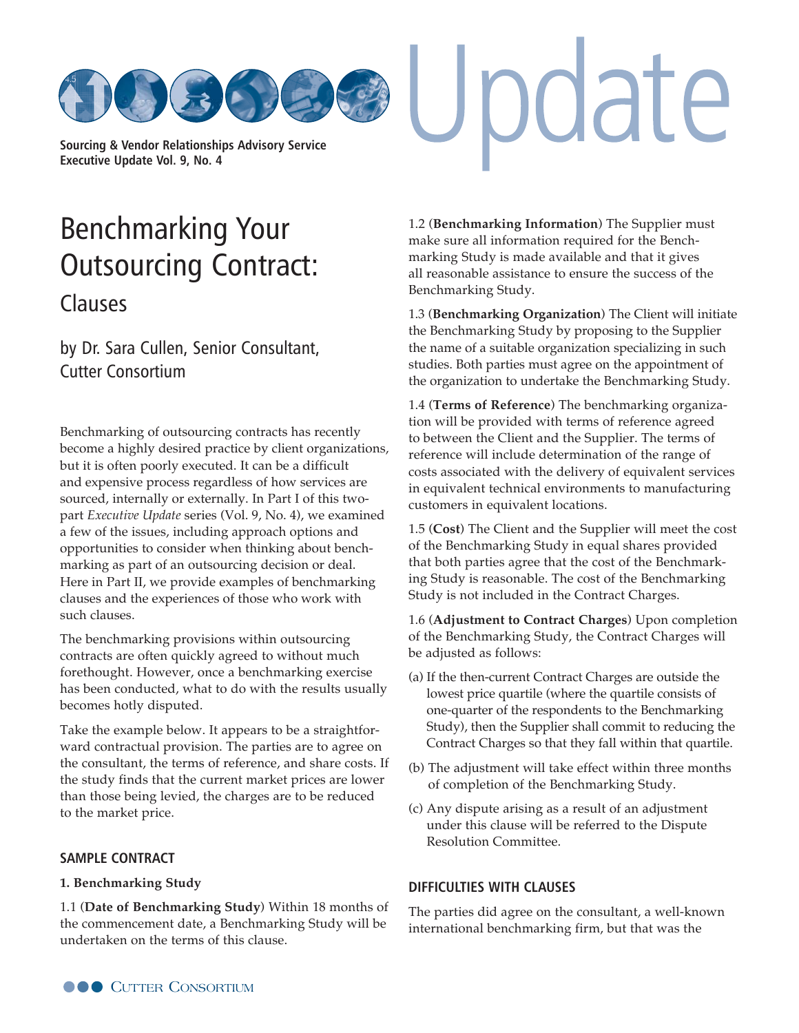Sourcing & Vendor Relationships Advisory Service
Executive Update Vol. 9, No. 4

# Benchmarking Your Outsourcing Contract:
## Clauses

### by Dr. Sara Cullen, Senior Consultant, Cutter Consortium

Benchmarking of outsourcing contracts has recently become a highly desired practice by client organizations, but it is often poorly executed. It can be a difficult and expensive process regardless of how services are sourced, internally or externally. In Part I of this two-part *Executive Update* series (Vol. 9, No. 4), we examined a few of the issues, including approach options and opportunities to consider when thinking about benchmarking as part of an outsourcing decision or deal. Here in Part II, we provide examples of benchmarking clauses and the experiences of those who work with such clauses.

The benchmarking provisions within outsourcing contracts are often quickly agreed to without much forethought. However, once a benchmarking exercise has been conducted, what to do with the results usually becomes hotly disputed.

Take the example below. It appears to be a straightforward contractual provision. The parties are to agree on the consultant, the terms of reference, and share costs. If the study finds that the current market prices are lower than those being levied, the charges are to be reduced to the market price.

## SAMPLE CONTRACT

**1. Benchmarking Study**

1.1 (**Date of Benchmarking Study**) Within 18 months of the commencement date, a Benchmarking Study will be undertaken on the terms of this clause.

1.2 (**Benchmarking Information**) The Supplier must make sure all information required for the Benchmarking Study is made available and that it gives all reasonable assistance to ensure the success of the Benchmarking Study.

1.3 (**Benchmarking Organization**) The Client will initiate the Benchmarking Study by proposing to the Supplier the name of a suitable organization specializing in such studies. Both parties must agree on the appointment of the organization to undertake the Benchmarking Study.

1.4 (**Terms of Reference**) The benchmarking organization will be provided with terms of reference agreed to between the Client and the Supplier. The terms of reference will include determination of the range of costs associated with the delivery of equivalent services in equivalent technical environments to manufacturing customers in equivalent locations.

1.5 (**Cost**) The Client and the Supplier will meet the cost of the Benchmarking Study in equal shares provided that both parties agree that the cost of the Benchmarking Study is reasonable. The cost of the Benchmarking Study is not included in the Contract Charges.

1.6 (**Adjustment to Contract Charges**) Upon completion of the Benchmarking Study, the Contract Charges will be adjusted as follows:

(a) If the then-current Contract Charges are outside the lowest price quartile (where the quartile consists of one-quarter of the respondents to the Benchmarking Study), then the Supplier shall commit to reducing the Contract Charges so that they fall within that quartile.

(b) The adjustment will take effect within three months of completion of the Benchmarking Study.

(c) Any dispute arising as a result of an adjustment under this clause will be referred to the Dispute Resolution Committee.

## DIFFICULTIES WITH CLAUSES

The parties did agree on the consultant, a well-known international benchmarking firm, but that was the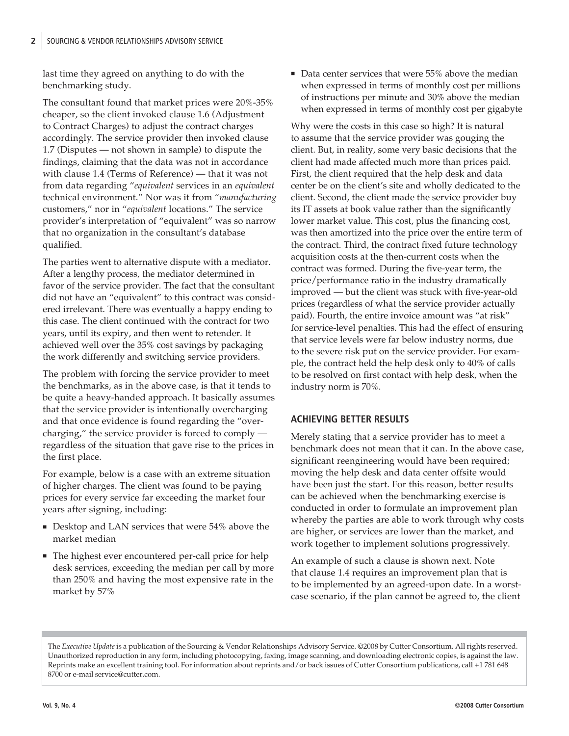last time they agreed on anything to do with the benchmarking study.

The consultant found that market prices were 20%-35% cheaper, so the client invoked clause 1.6 (Adjustment to Contract Charges) to adjust the contract charges accordingly. The service provider then invoked clause 1.7 (Disputes — not shown in sample) to dispute the findings, claiming that the data was not in accordance with clause 1.4 (Terms of Reference) — that it was not from data regarding "*equivalent* services in an *equivalent* technical environment." Nor was it from "*manufacturing* customers," nor in "*equivalent* locations." The service provider's interpretation of "equivalent" was so narrow that no organization in the consultant's database qualified.

The parties went to alternative dispute with a mediator. After a lengthy process, the mediator determined in favor of the service provider. The fact that the consultant did not have an "equivalent" to this contract was considered irrelevant. There was eventually a happy ending to this case. The client continued with the contract for two years, until its expiry, and then went to retender. It achieved well over the 35% cost savings by packaging the work differently and switching service providers.

The problem with forcing the service provider to meet the benchmarks, as in the above case, is that it tends to be quite a heavy-handed approach. It basically assumes that the service provider is intentionally overcharging and that once evidence is found regarding the "overcharging," the service provider is forced to comply — regardless of the situation that gave rise to the prices in the first place.

For example, below is a case with an extreme situation of higher charges. The client was found to be paying prices for every service far exceeding the market four years after signing, including:

- Desktop and LAN services that were 54% above the market median
- The highest ever encountered per-call price for help desk services, exceeding the median per call by more than 250% and having the most expensive rate in the market by 57%
- Data center services that were 55% above the median when expressed in terms of monthly cost per millions of instructions per minute and 30% above the median when expressed in terms of monthly cost per gigabyte

Why were the costs in this case so high? It is natural to assume that the service provider was gouging the client. But, in reality, some very basic decisions that the client had made affected much more than prices paid. First, the client required that the help desk and data center be on the client's site and wholly dedicated to the client. Second, the client made the service provider buy its IT assets at book value rather than the significantly lower market value. This cost, plus the financing cost, was then amortized into the price over the entire term of the contract. Third, the contract fixed future technology acquisition costs at the then-current costs when the contract was formed. During the five-year term, the price/performance ratio in the industry dramatically improved — but the client was stuck with five-year-old prices (regardless of what the service provider actually paid). Fourth, the entire invoice amount was "at risk" for service-level penalties. This had the effect of ensuring that service levels were far below industry norms, due to the severe risk put on the service provider. For example, the contract held the help desk only to 40% of calls to be resolved on first contact with help desk, when the industry norm is 70%.

## ACHIEVING BETTER RESULTS

Merely stating that a service provider has to meet a benchmark does not mean that it can. In the above case, significant reengineering would have been required; moving the help desk and data center offsite would have been just the start. For this reason, better results can be achieved when the benchmarking exercise is conducted in order to formulate an improvement plan whereby the parties are able to work through why costs are higher, or services are lower than the market, and work together to implement solutions progressively.

An example of such a clause is shown next. Note that clause 1.4 requires an improvement plan that is to be implemented by an agreed-upon date. In a worst-case scenario, if the plan cannot be agreed to, the client

The *Executive Update* is a publication of the Sourcing & Vendor Relationships Advisory Service. ©2008 by Cutter Consortium. All rights reserved. Unauthorized reproduction in any form, including photocopying, faxing, image scanning, and downloading electronic copies, is against the law. Reprints make an excellent training tool. For information about reprints and/or back issues of Cutter Consortium publications, call +1 781 648 8700 or e-mail service@cutter.com.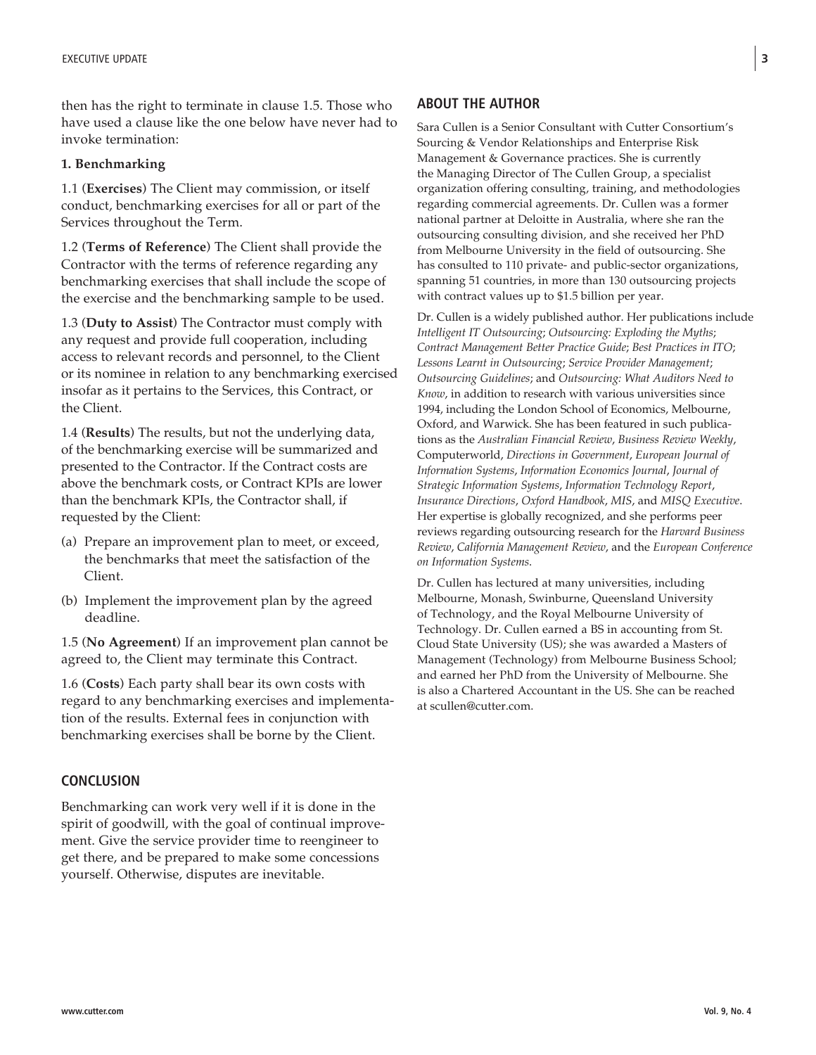then has the right to terminate in clause 1.5. Those who have used a clause like the one below have never had to invoke termination:

**1. Benchmarking**

1.1 (**Exercises**) The Client may commission, or itself conduct, benchmarking exercises for all or part of the Services throughout the Term.

1.2 (**Terms of Reference**) The Client shall provide the Contractor with the terms of reference regarding any benchmarking exercises that shall include the scope of the exercise and the benchmarking sample to be used.

1.3 (**Duty to Assist**) The Contractor must comply with any request and provide full cooperation, including access to relevant records and personnel, to the Client or its nominee in relation to any benchmarking exercised insofar as it pertains to the Services, this Contract, or the Client.

1.4 (**Results**) The results, but not the underlying data, of the benchmarking exercise will be summarized and presented to the Contractor. If the Contract costs are above the benchmark costs, or Contract KPIs are lower than the benchmark KPIs, the Contractor shall, if requested by the Client:

(a) Prepare an improvement plan to meet, or exceed, the benchmarks that meet the satisfaction of the Client.

(b) Implement the improvement plan by the agreed deadline.

1.5 (**No Agreement**) If an improvement plan cannot be agreed to, the Client may terminate this Contract.

1.6 (**Costs**) Each party shall bear its own costs with regard to any benchmarking exercises and implementation of the results. External fees in conjunction with benchmarking exercises shall be borne by the Client.

## CONCLUSION

Benchmarking can work very well if it is done in the spirit of goodwill, with the goal of continual improvement. Give the service provider time to reengineer to get there, and be prepared to make some concessions yourself. Otherwise, disputes are inevitable.

## ABOUT THE AUTHOR

Sara Cullen is a Senior Consultant with Cutter Consortium's Sourcing & Vendor Relationships and Enterprise Risk Management & Governance practices. She is currently the Managing Director of The Cullen Group, a specialist organization offering consulting, training, and methodologies regarding commercial agreements. Dr. Cullen was a former national partner at Deloitte in Australia, where she ran the outsourcing consulting division, and she received her PhD from Melbourne University in the field of outsourcing. She has consulted to 110 private- and public-sector organizations, spanning 51 countries, in more than 130 outsourcing projects with contract values up to $1.5 billion per year.

Dr. Cullen is a widely published author. Her publications include *Intelligent IT Outsourcing*; *Outsourcing: Exploding the Myths*; *Contract Management Better Practice Guide*; *Best Practices in ITO*; *Lessons Learnt in Outsourcing*; *Service Provider Management*; *Outsourcing Guidelines*; and *Outsourcing: What Auditors Need to Know*, in addition to research with various universities since 1994, including the London School of Economics, Melbourne, Oxford, and Warwick. She has been featured in such publications as the *Australian Financial Review*, *Business Review Weekly*, Computerworld, *Directions in Government*, *European Journal of Information Systems*, *Information Economics Journal*, *Journal of Strategic Information Systems*, *Information Technology Report*, *Insurance Directions*, *Oxford Handbook*, *MIS*, and *MISQ Executive*. Her expertise is globally recognized, and she performs peer reviews regarding outsourcing research for the *Harvard Business Review*, *California Management Review*, and the *European Conference on Information Systems*.

Dr. Cullen has lectured at many universities, including Melbourne, Monash, Swinburne, Queensland University of Technology, and the Royal Melbourne University of Technology. Dr. Cullen earned a BS in accounting from St. Cloud State University (US); she was awarded a Masters of Management (Technology) from Melbourne Business School; and earned her PhD from the University of Melbourne. She is also a Chartered Accountant in the US. She can be reached at scullen@cutter.com.